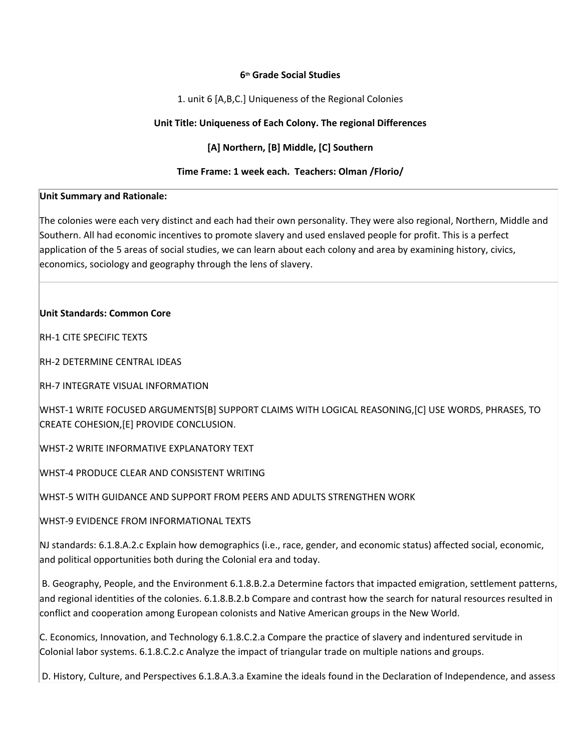**6th Grade Social Studies**

1. unit 6 [A,B,C.] Uniqueness of the Regional Colonies

**Unit Title: Uniqueness of Each Colony. The regional Differences**

**[A] Northern, [B] Middle, [C] Southern**

**Time Frame: 1 week each. Teachers: Olman /Florio/**

**Unit Summary and Rationale:**

The colonies were each very distinct and each had their own personality. They were also regional, Northern, Middle and Southern. All had economic incentives to promote slavery and used enslaved people for profit. This is a perfect application of the 5 areas of social studies, we can learn about each colony and area by examining history, civics, economics, sociology and geography through the lens of slavery.

**Unit Standards: Common Core**

RH-1 CITE SPECIFIC TEXTS

RH-2 DETERMINE CENTRAL IDEAS

RH-7 INTEGRATE VISUAL INFORMATION

WHST-1 WRITE FOCUSED ARGUMENTS[B] SUPPORT CLAIMS WITH LOGICAL REASONING,[C] USE WORDS, PHRASES, TO CREATE COHESION,[E] PROVIDE CONCLUSION.

WHST-2 WRITE INFORMATIVE EXPLANATORY TEXT

WHST-4 PRODUCE CLEAR AND CONSISTENT WRITING

WHST-5 WITH GUIDANCE AND SUPPORT FROM PEERS AND ADULTS STRENGTHEN WORK

WHST-9 EVIDENCE FROM INFORMATIONAL TEXTS

NJ standards: 6.1.8.A.2.c Explain how demographics (i.e., race, gender, and economic status) affected social, economic, and political opportunities both during the Colonial era and today.

B. Geography, People, and the Environment 6.1.8.B.2.a Determine factors that impacted emigration, settlement patterns, and regional identities of the colonies. 6.1.8.B.2.b Compare and contrast how the search for natural resources resulted in conflict and cooperation among European colonists and Native American groups in the New World.

C. Economics, Innovation, and Technology 6.1.8.C.2.a Compare the practice of slavery and indentured servitude in Colonial labor systems. 6.1.8.C.2.c Analyze the impact of triangular trade on multiple nations and groups.

D. History, Culture, and Perspectives 6.1.8.A.3.a Examine the ideals found in the Declaration of Independence, and assess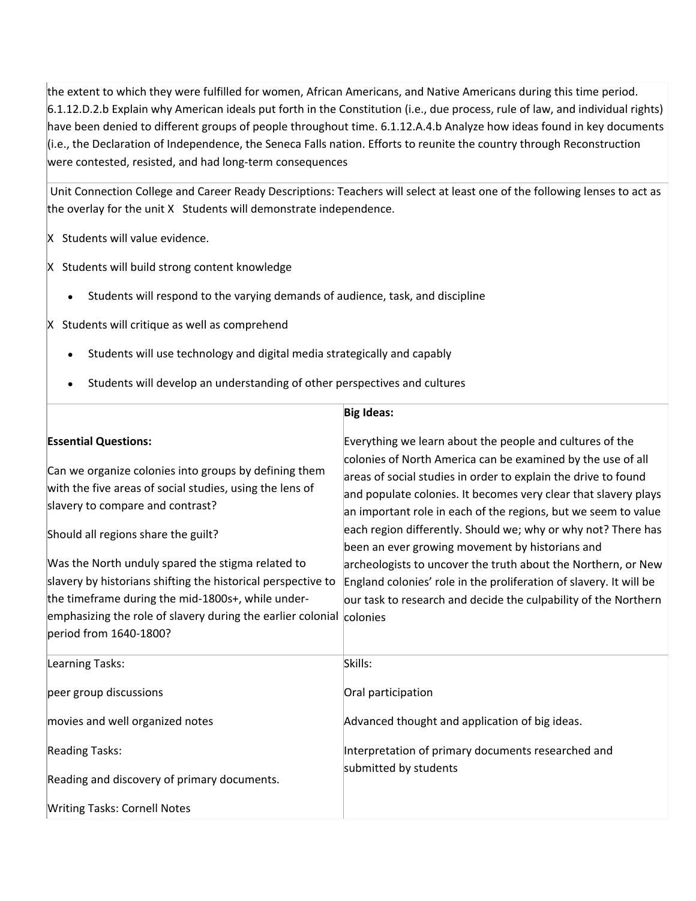the extent to which they were fulfilled for women, African Americans, and Native Americans during this time period. 6.1.12.D.2.b Explain why American ideals put forth in the Constitution (i.e., due process, rule of law, and individual rights) have been denied to different groups of people throughout time. 6.1.12.A.4.b Analyze how ideas found in key documents (i.e., the Declaration of Independence, the Seneca Falls nation. Efforts to reunite the country through Reconstruction were contested, resisted, and had long-term consequences

Unit Connection College and Career Ready Descriptions: Teachers will select at least one of the following lenses to act as the overlay for the unit X Students will demonstrate independence.

X Students will value evidence.

X Students will build strong content knowledge

- Students will respond to the varying demands of audience, task, and discipline

X Students will critique as well as comprehend

- Students will use technology and digital media strategically and capably
- Students will develop an understanding of other perspectives and cultures

| Essential Questions: | Big Ideas: |
|---|---|
| Can we organize colonies into groups by defining them with the five areas of social studies, using the lens of slavery to compare and contrast?<br><br>Should all regions share the guilt?<br><br>Was the North unduly spared the stigma related to slavery by historians shifting the historical perspective to the timeframe during the mid-1800s+, while under-emphasizing the role of slavery during the earlier colonial period from 1640-1800? | Everything we learn about the people and cultures of the colonies of North America can be examined by the use of all areas of social studies in order to explain the drive to found and populate colonies. It becomes very clear that slavery plays an important role in each of the regions, but we seem to value each region differently. Should we; why or why not? There has been an ever growing movement by historians and archeologists to uncover the truth about the Northern, or New England colonies' role in the proliferation of slavery. It will be our task to research and decide the culpability of the Northern colonies |
| Learning Tasks:<br><br>peer group discussions<br><br>movies and well organized notes<br><br>Reading Tasks:<br><br>Reading and discovery of primary documents.<br><br>Writing Tasks: Cornell Notes | Skills:<br><br>Oral participation<br><br>Advanced thought and application of big ideas.<br><br>Interpretation of primary documents researched and submitted by students |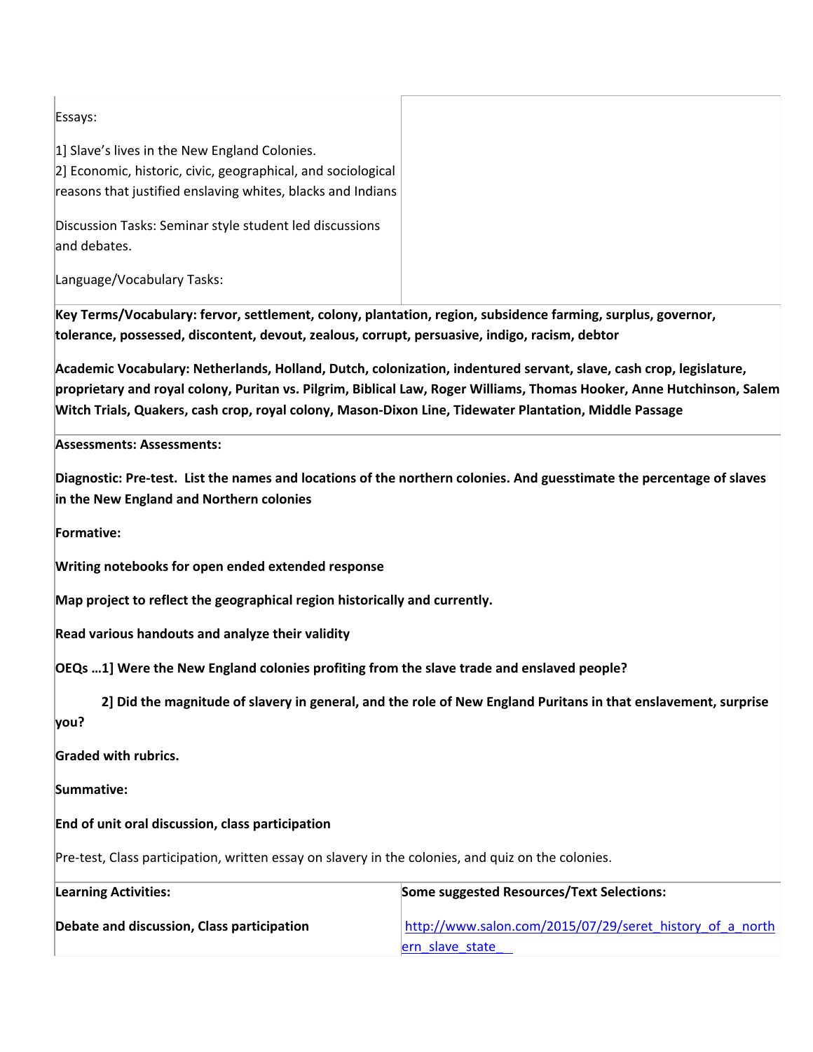| | |
|---|---|
| Essays:<br><br>1] Slave's lives in the New England Colonies.<br>2] Economic, historic, civic, geographical, and sociological reasons that justified enslaving whites, blacks and Indians<br><br>Discussion Tasks: Seminar style student led discussions and debates.<br><br>Language/Vocabulary Tasks: | |

**Key Terms/Vocabulary: fervor, settlement, colony, plantation, region, subsidence farming, surplus, governor, tolerance, possessed, discontent, devout, zealous, corrupt, persuasive, indigo, racism, debtor**

**Academic Vocabulary: Netherlands, Holland, Dutch, colonization, indentured servant, slave, cash crop, legislature, proprietary and royal colony, Puritan vs. Pilgrim, Biblical Law, Roger Williams, Thomas Hooker, Anne Hutchinson, Salem Witch Trials, Quakers, cash crop, royal colony, Mason-Dixon Line, Tidewater Plantation, Middle Passage**

**Assessments: Assessments:**

**Diagnostic: Pre-test. List the names and locations of the northern colonies. And guesstimate the percentage of slaves in the New England and Northern colonies**

**Formative:**

**Writing notebooks for open ended extended response**

**Map project to reflect the geographical region historically and currently.**

**Read various handouts and analyze their validity**

**OEQs …1] Were the New England colonies profiting from the slave trade and enslaved people?**

**2] Did the magnitude of slavery in general, and the role of New England Puritans in that enslavement, surprise you?**

**Graded with rubrics.**

**Summative:**

**End of unit oral discussion, class participation**

Pre-test, Class participation, written essay on slavery in the colonies, and quiz on the colonies.

| **Learning Activities:** | **Some suggested Resources/Text Selections:** |
|---|---|
| **Debate and discussion, Class participation** | http://www.salon.com/2015/07/29/seret_history_of_a_northern_slave_state_ |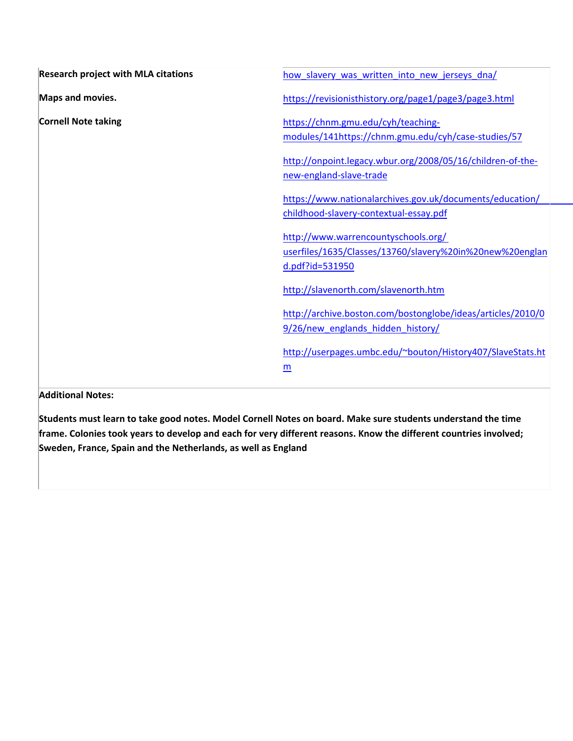| | |
|---|---|
| **Research project with MLA citations** | how_slavery_was_written_into_new_jerseys_dna/ |
| **Maps and movies.** | https://revisionisthistory.org/page1/page3/page3.html |
| **Cornell Note taking** | https://chnm.gmu.edu/cyh/teaching-modules/141https://chnm.gmu.edu/cyh/case-studies/57 |
| | http://onpoint.legacy.wbur.org/2008/05/16/children-of-the-new-england-slave-trade |
| | https://www.nationalarchives.gov.uk/documents/education/childhood-slavery-contextual-essay.pdf |
| | http://www.warrencountyschools.org/userfiles/1635/Classes/13760/slavery%20in%20new%20england.pdf?id=531950 |
| | http://slavenorth.com/slavenorth.htm |
| | http://archive.boston.com/bostonglobe/ideas/articles/2010/09/26/new_englands_hidden_history/ |
| | http://userpages.umbc.edu/~bouton/History407/SlaveStats.htm |

**Additional Notes:**

**Students must learn to take good notes. Model Cornell Notes on board. Make sure students understand the time frame. Colonies took years to develop and each for very different reasons. Know the different countries involved; Sweden, France, Spain and the Netherlands, as well as England**